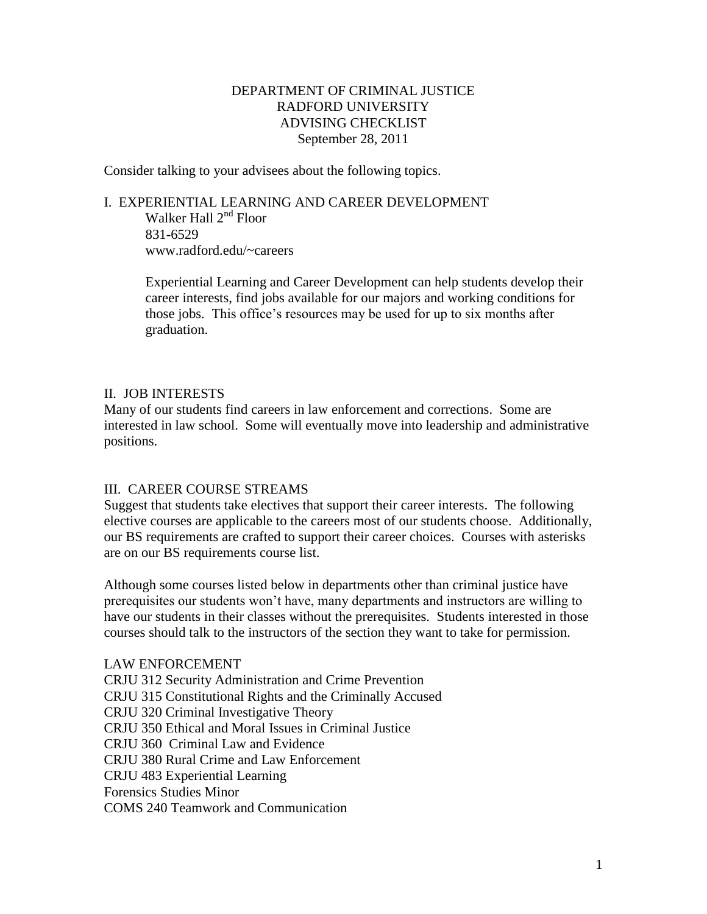# DEPARTMENT OF CRIMINAL JUSTICE
## RADFORD UNIVERSITY
## ADVISING CHECKLIST
September 28, 2011

Consider talking to your advisees about the following topics.

## I. EXPERIENTIAL LEARNING AND CAREER DEVELOPMENT

Walker Hall 2nd Floor
831-6529
www.radford.edu/~careers

Experiential Learning and Career Development can help students develop their career interests, find jobs available for our majors and working conditions for those jobs. This office's resources may be used for up to six months after graduation.

## II. JOB INTERESTS

Many of our students find careers in law enforcement and corrections. Some are interested in law school. Some will eventually move into leadership and administrative positions.

## III. CAREER COURSE STREAMS

Suggest that students take electives that support their career interests. The following elective courses are applicable to the careers most of our students choose. Additionally, our BS requirements are crafted to support their career choices. Courses with asterisks are on our BS requirements course list.

Although some courses listed below in departments other than criminal justice have prerequisites our students won't have, many departments and instructors are willing to have our students in their classes without the prerequisites. Students interested in those courses should talk to the instructors of the section they want to take for permission.

### LAW ENFORCEMENT

CRJU 312 Security Administration and Crime Prevention
CRJU 315 Constitutional Rights and the Criminally Accused
CRJU 320 Criminal Investigative Theory
CRJU 350 Ethical and Moral Issues in Criminal Justice
CRJU 360 Criminal Law and Evidence
CRJU 380 Rural Crime and Law Enforcement
CRJU 483 Experiential Learning
Forensics Studies Minor
COMS 240 Teamwork and Communication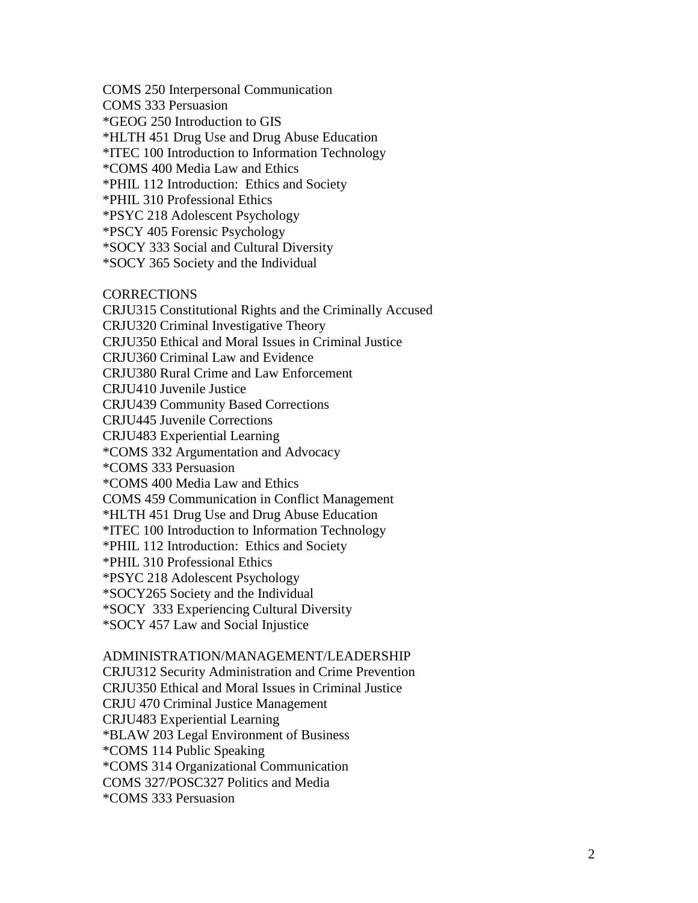COMS 250 Interpersonal Communication
COMS 333 Persuasion
*GEOG 250 Introduction to GIS
*HLTH 451 Drug Use and Drug Abuse Education
*ITEC 100 Introduction to Information Technology
*COMS 400 Media Law and Ethics
*PHIL 112 Introduction: Ethics and Society
*PHIL 310 Professional Ethics
*PSYC 218 Adolescent Psychology
*PSCY 405 Forensic Psychology
*SOCY 333 Social and Cultural Diversity
*SOCY 365 Society and the Individual

## CORRECTIONS

CRJU315 Constitutional Rights and the Criminally Accused
CRJU320 Criminal Investigative Theory
CRJU350 Ethical and Moral Issues in Criminal Justice
CRJU360 Criminal Law and Evidence
CRJU380 Rural Crime and Law Enforcement
CRJU410 Juvenile Justice
CRJU439 Community Based Corrections
CRJU445 Juvenile Corrections
CRJU483 Experiential Learning
*COMS 332 Argumentation and Advocacy
*COMS 333 Persuasion
*COMS 400 Media Law and Ethics
COMS 459 Communication in Conflict Management
*HLTH 451 Drug Use and Drug Abuse Education
*ITEC 100 Introduction to Information Technology
*PHIL 112 Introduction: Ethics and Society
*PHIL 310 Professional Ethics
*PSYC 218 Adolescent Psychology
*SOCY265 Society and the Individual
*SOCY 333 Experiencing Cultural Diversity
*SOCY 457 Law and Social Injustice

## ADMINISTRATION/MANAGEMENT/LEADERSHIP

CRJU312 Security Administration and Crime Prevention
CRJU350 Ethical and Moral Issues in Criminal Justice
CRJU 470 Criminal Justice Management
CRJU483 Experiential Learning
*BLAW 203 Legal Environment of Business
*COMS 114 Public Speaking
*COMS 314 Organizational Communication
COMS 327/POSC327 Politics and Media
*COMS 333 Persuasion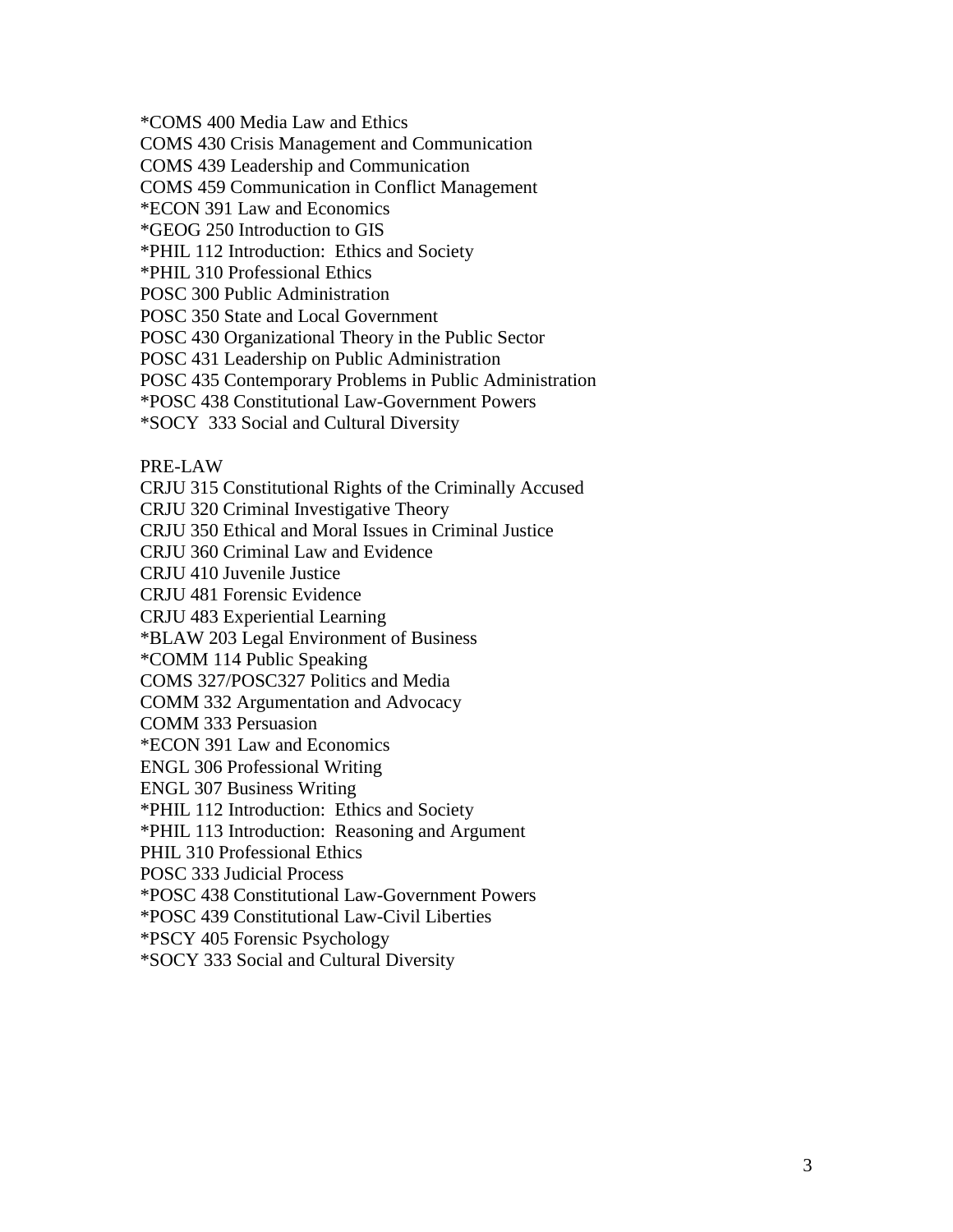*COMS 400 Media Law and Ethics
COMS 430 Crisis Management and Communication
COMS 439 Leadership and Communication
COMS 459 Communication in Conflict Management
*ECON 391 Law and Economics
*GEOG 250 Introduction to GIS
*PHIL 112 Introduction: Ethics and Society
*PHIL 310 Professional Ethics
POSC 300 Public Administration
POSC 350 State and Local Government
POSC 430 Organizational Theory in the Public Sector
POSC 431 Leadership on Public Administration
POSC 435 Contemporary Problems in Public Administration
*POSC 438 Constitutional Law-Government Powers
*SOCY 333 Social and Cultural Diversity

PRE-LAW
CRJU 315 Constitutional Rights of the Criminally Accused
CRJU 320 Criminal Investigative Theory
CRJU 350 Ethical and Moral Issues in Criminal Justice
CRJU 360 Criminal Law and Evidence
CRJU 410 Juvenile Justice
CRJU 481 Forensic Evidence
CRJU 483 Experiential Learning
*BLAW 203 Legal Environment of Business
*COMM 114 Public Speaking
COMS 327/POSC327 Politics and Media
COMM 332 Argumentation and Advocacy
COMM 333 Persuasion
*ECON 391 Law and Economics
ENGL 306 Professional Writing
ENGL 307 Business Writing
*PHIL 112 Introduction: Ethics and Society
*PHIL 113 Introduction: Reasoning and Argument
PHIL 310 Professional Ethics
POSC 333 Judicial Process
*POSC 438 Constitutional Law-Government Powers
*POSC 439 Constitutional Law-Civil Liberties
*PSCY 405 Forensic Psychology
*SOCY 333 Social and Cultural Diversity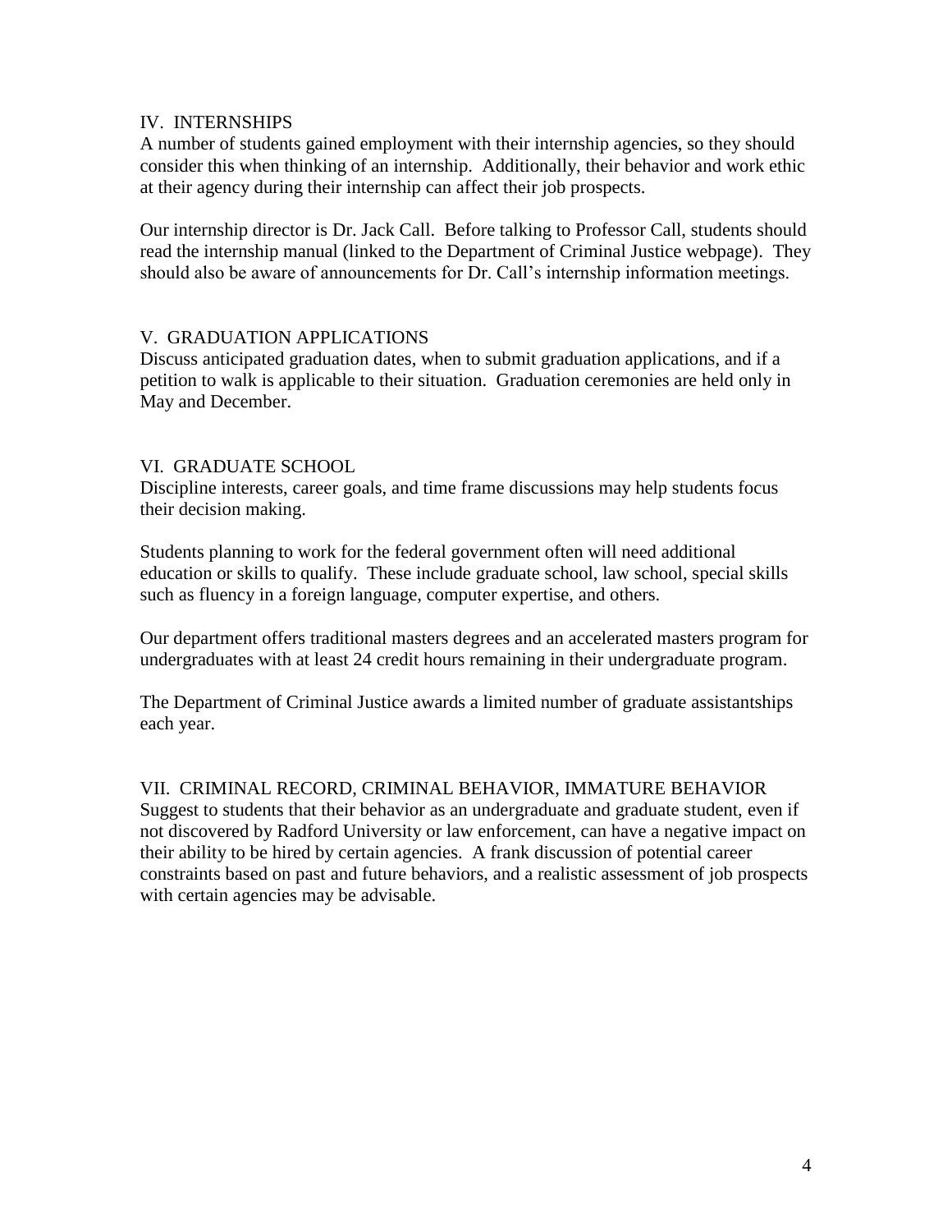## IV. INTERNSHIPS

A number of students gained employment with their internship agencies, so they should consider this when thinking of an internship. Additionally, their behavior and work ethic at their agency during their internship can affect their job prospects.

Our internship director is Dr. Jack Call. Before talking to Professor Call, students should read the internship manual (linked to the Department of Criminal Justice webpage). They should also be aware of announcements for Dr. Call's internship information meetings.

## V. GRADUATION APPLICATIONS

Discuss anticipated graduation dates, when to submit graduation applications, and if a petition to walk is applicable to their situation. Graduation ceremonies are held only in May and December.

## VI. GRADUATE SCHOOL

Discipline interests, career goals, and time frame discussions may help students focus their decision making.

Students planning to work for the federal government often will need additional education or skills to qualify. These include graduate school, law school, special skills such as fluency in a foreign language, computer expertise, and others.

Our department offers traditional masters degrees and an accelerated masters program for undergraduates with at least 24 credit hours remaining in their undergraduate program.

The Department of Criminal Justice awards a limited number of graduate assistantships each year.

## VII. CRIMINAL RECORD, CRIMINAL BEHAVIOR, IMMATURE BEHAVIOR

Suggest to students that their behavior as an undergraduate and graduate student, even if not discovered by Radford University or law enforcement, can have a negative impact on their ability to be hired by certain agencies. A frank discussion of potential career constraints based on past and future behaviors, and a realistic assessment of job prospects with certain agencies may be advisable.